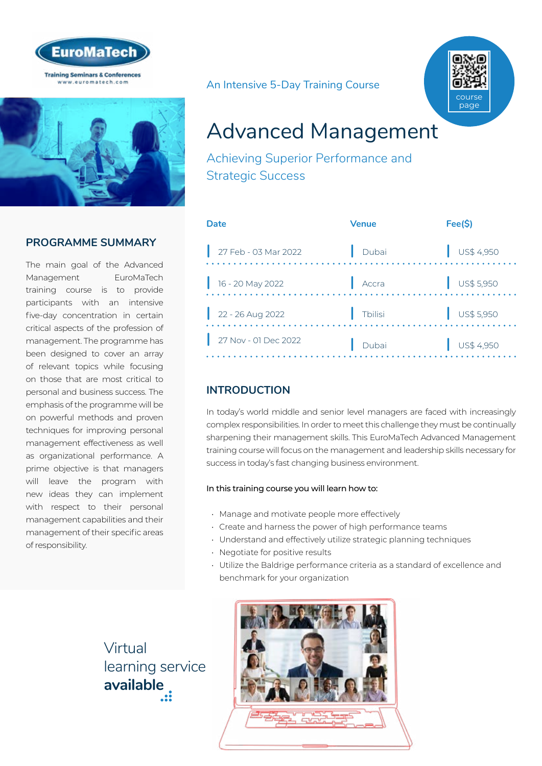EuroMaTech

Training Seminars & Conferences
www.euromatech.com

An Intensive 5-Day Training Course

course page

# Advanced Management

## Achieving Superior Performance and Strategic Success

| Date | Venue | Fee($) |
|---|---|---|
| 27 Feb - 03 Mar 2022 | Dubai | US$ 4,950 |
| 16 - 20 May 2022 | Accra | US$ 5,950 |
| 22 - 26 Aug 2022 | Tbilisi | US$ 5,950 |
| 27 Nov - 01 Dec 2022 | Dubai | US$ 4,950 |

## PROGRAMME SUMMARY

The main goal of the Advanced Management EuroMaTech training course is to provide participants with an intensive five-day concentration in certain critical aspects of the profession of management. The programme has been designed to cover an array of relevant topics while focusing on those that are most critical to personal and business success. The emphasis of the programme will be on powerful methods and proven techniques for improving personal management effectiveness as well as organizational performance. A prime objective is that managers will leave the program with new ideas they can implement with respect to their personal management capabilities and their management of their specific areas of responsibility.

## INTRODUCTION

In today's world middle and senior level managers are faced with increasingly complex responsibilities. In order to meet this challenge they must be continually sharpening their management skills. This EuroMaTech Advanced Management training course will focus on the management and leadership skills necessary for success in today's fast changing business environment.

In this training course you will learn how to:

- Manage and motivate people more effectively
- Create and harness the power of high performance teams
- Understand and effectively utilize strategic planning techniques
- Negotiate for positive results
- Utilize the Baldrige performance criteria as a standard of excellence and benchmark for your organization

Virtual learning service **available**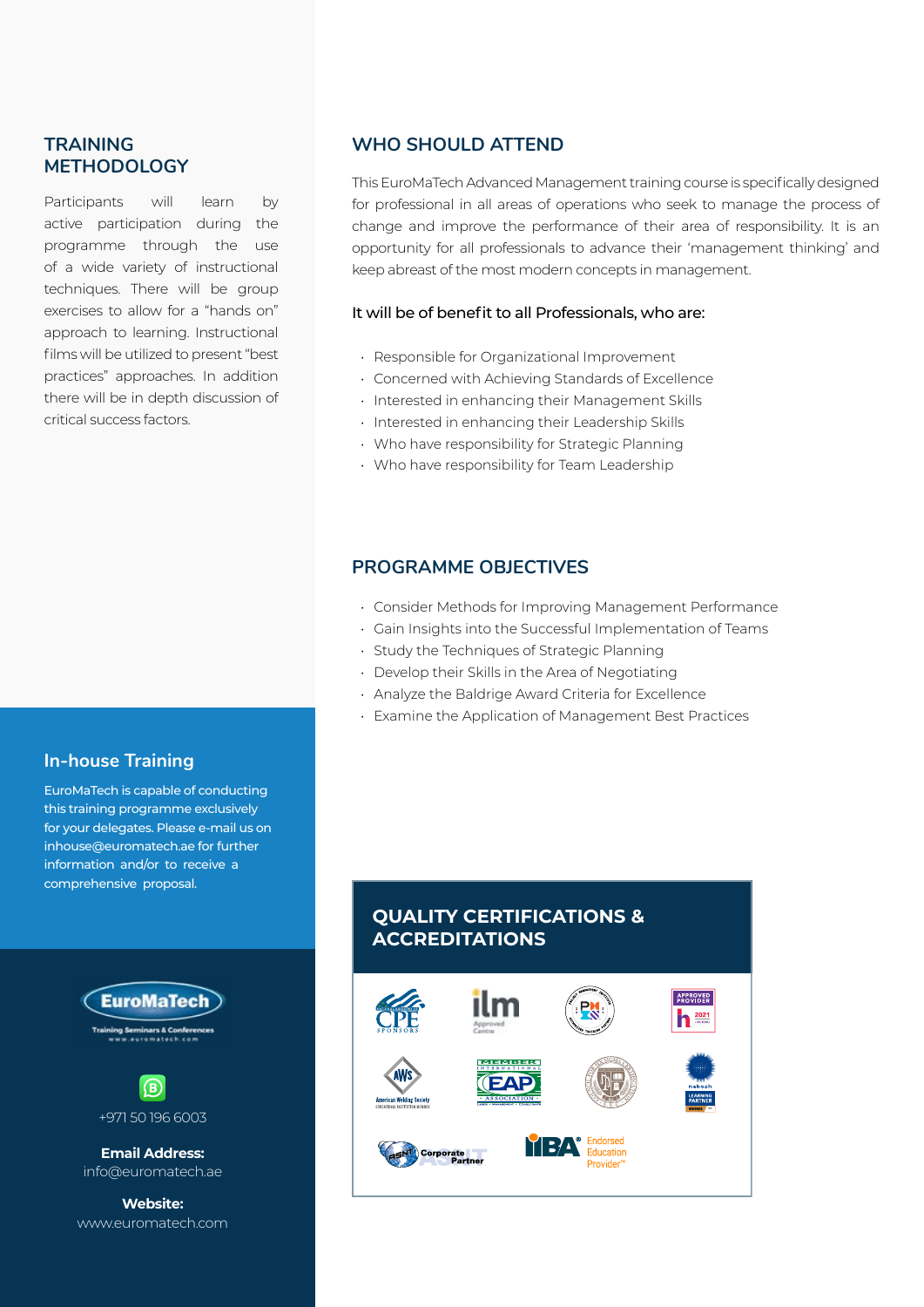## TRAINING METHODOLOGY

Participants will learn by active participation during the programme through the use of a wide variety of instructional techniques. There will be group exercises to allow for a "hands on" approach to learning. Instructional films will be utilized to present "best practices" approaches. In addition there will be in depth discussion of critical success factors.

## WHO SHOULD ATTEND

This EuroMaTech Advanced Management training course is specifically designed for professional in all areas of operations who seek to manage the process of change and improve the performance of their area of responsibility. It is an opportunity for all professionals to advance their 'management thinking' and keep abreast of the most modern concepts in management.

It will be of benefit to all Professionals, who are:

- Responsible for Organizational Improvement
- Concerned with Achieving Standards of Excellence
- Interested in enhancing their Management Skills
- Interested in enhancing their Leadership Skills
- Who have responsibility for Strategic Planning
- Who have responsibility for Team Leadership

## PROGRAMME OBJECTIVES

- Consider Methods for Improving Management Performance
- Gain Insights into the Successful Implementation of Teams
- Study the Techniques of Strategic Planning
- Develop their Skills in the Area of Negotiating
- Analyze the Baldrige Award Criteria for Excellence
- Examine the Application of Management Best Practices

## In-house Training

EuroMaTech is capable of conducting this training programme exclusively for your delegates. Please e-mail us on inhouse@euromatech.ae for further information and/or to receive a comprehensive proposal.

## QUALITY CERTIFICATIONS & ACCREDITATIONS

EuroMaTech
Training Seminars & Conferences
www.euromatech.com

+971 50 196 6003

**Email Address:**
info@euromatech.ae

**Website:**
www.euromatech.com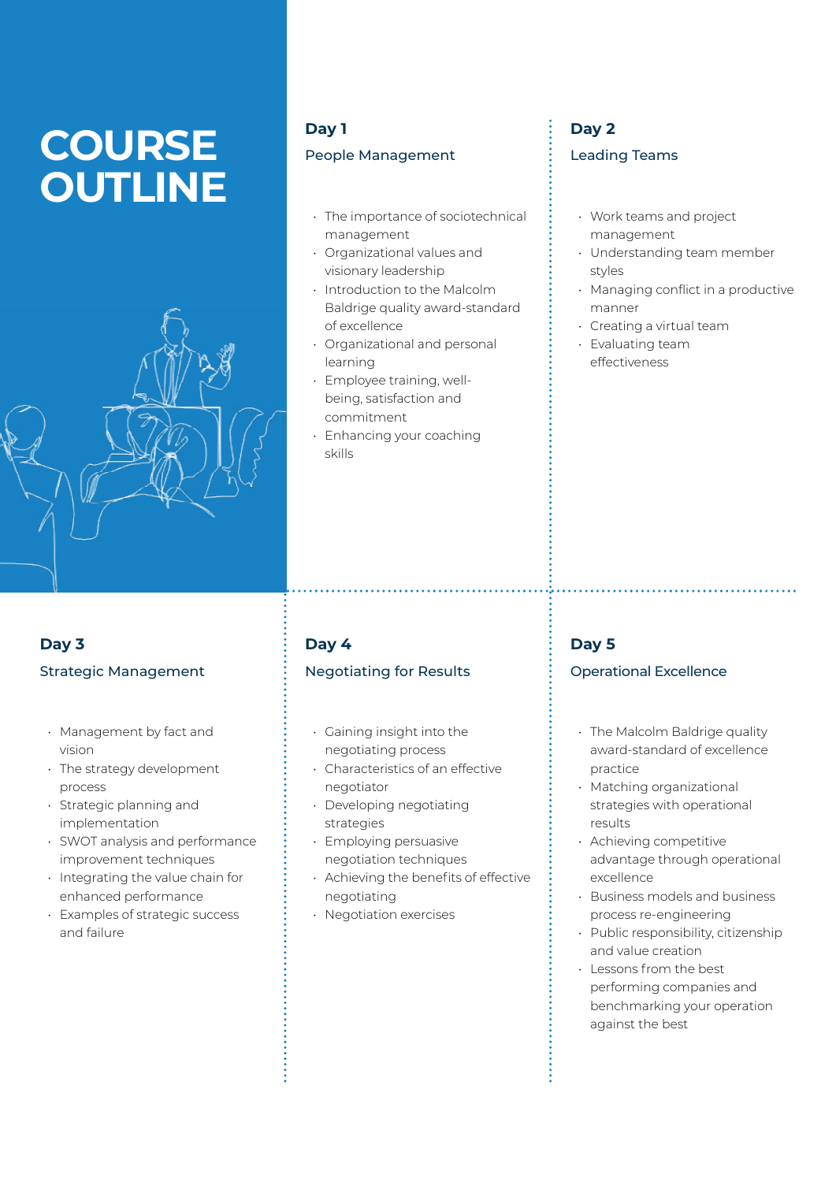# COURSE OUTLINE

## Day 1

### People Management

- The importance of sociotechnical management
- Organizational values and visionary leadership
- Introduction to the Malcolm Baldrige quality award-standard of excellence
- Organizational and personal learning
- Employee training, well-being, satisfaction and commitment
- Enhancing your coaching skills

## Day 2

### Leading Teams

- Work teams and project management
- Understanding team member styles
- Managing conflict in a productive manner
- Creating a virtual team
- Evaluating team effectiveness

## Day 3

### Strategic Management

- Management by fact and vision
- The strategy development process
- Strategic planning and implementation
- SWOT analysis and performance improvement techniques
- Integrating the value chain for enhanced performance
- Examples of strategic success and failure

## Day 4

### Negotiating for Results

- Gaining insight into the negotiating process
- Characteristics of an effective negotiator
- Developing negotiating strategies
- Employing persuasive negotiation techniques
- Achieving the benefits of effective negotiating
- Negotiation exercises

## Day 5

### Operational Excellence

- The Malcolm Baldrige quality award-standard of excellence practice
- Matching organizational strategies with operational results
- Achieving competitive advantage through operational excellence
- Business models and business process re-engineering
- Public responsibility, citizenship and value creation
- Lessons from the best performing companies and benchmarking your operation against the best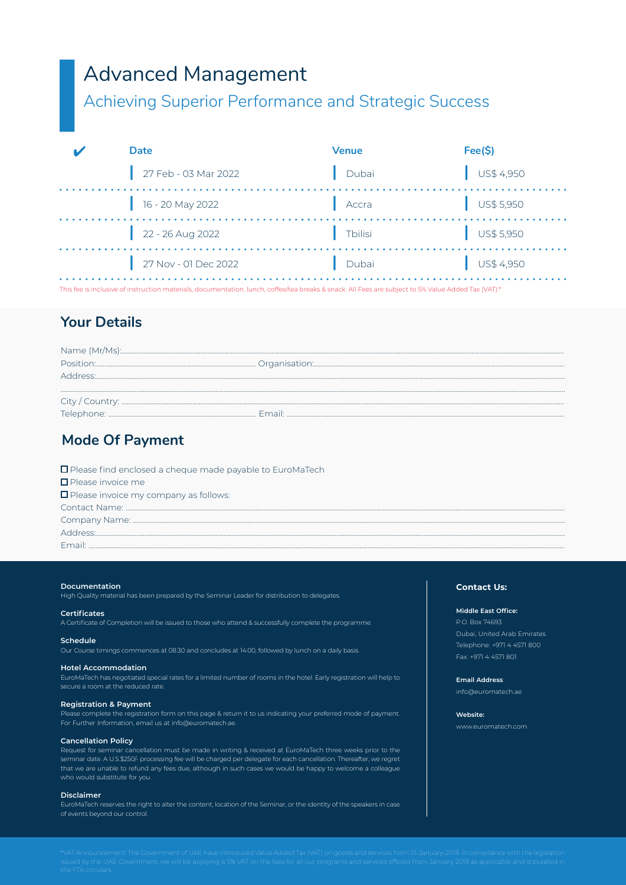# Advanced Management

## Achieving Superior Performance and Strategic Success

| ✔ | Date | Venue | Fee($) |
|---|---|---|---|
| | 27 Feb - 03 Mar 2022 | Dubai | US$ 4,950 |
| | 16 - 20 May 2022 | Accra | US$ 5,950 |
| | 22 - 26 Aug 2022 | Tbilisi | US$ 5,950 |
| | 27 Nov - 01 Dec 2022 | Dubai | US$ 4,950 |

This fee is inclusive of instruction materials, documentation, lunch, coffee/tea breaks & snack. All Fees are subject to 5% Value Added Tax (VAT).*

## Your Details

Name (Mr/Ms):..............................................................

Position:.............................. Organisation:..............................

Address:..............................................................

..............................................................

City / Country: ..............................................................

Telephone: .............................. Email: ..............................

## Mode Of Payment

☐ Please find enclosed a cheque made payable to EuroMaTech

☐ Please invoice me

☐ Please invoice my company as follows:

Contact Name: ..............................................................

Company Name: ..............................................................

Address:..............................................................

Email: ..............................................................

**Documentation**

High Quality material has been prepared by the Seminar Leader for distribution to delegates.

**Certificates**

A Certificate of Completion will be issued to those who attend & successfully complete the programme.

**Schedule**

Our Course timings commences at 08:30 and concludes at 14:00, followed by lunch on a daily basis.

**Hotel Accommodation**

EuroMaTech has negotiated special rates for a limited number of rooms in the hotel. Early registration will help to secure a room at the reduced rate.

**Registration & Payment**

Please complete the registration form on this page & return it to us indicating your preferred mode of payment. For Further Information, email us at info@euromatech.ae.

**Cancellation Policy**

Request for seminar cancellation must be made in writing & received at EuroMaTech three weeks prior to the seminar date. A U.S.$250/- processing fee will be charged per delegate for each cancellation. Thereafter, we regret that we are unable to refund any fees due, although in such cases we would be happy to welcome a colleague who would substitute for you.

**Disclaimer**

EuroMaTech reserves the right to alter the content, location of the Seminar, or the identity of the speakers in case of events beyond our control.

**Contact Us:**

**Middle East Office:**

P.O. Box 74693
Dubai, United Arab Emirates
Telephone: +971 4 4571 800
Fax: +971 4 4571 801

**Email Address**:
info@euromatech.ae

**Website:**
www.euromatech.com

*VAT Announcement: The Government of UAE have introduced Value Added Tax (VAT) on goods and services from 01-January-2018. In compliance with the legislation issued by the UAE Government, we will be applying a 5% VAT on the fees for all our programs and services offered from January 2018 as applicable and stipulated in the FTA circulars.